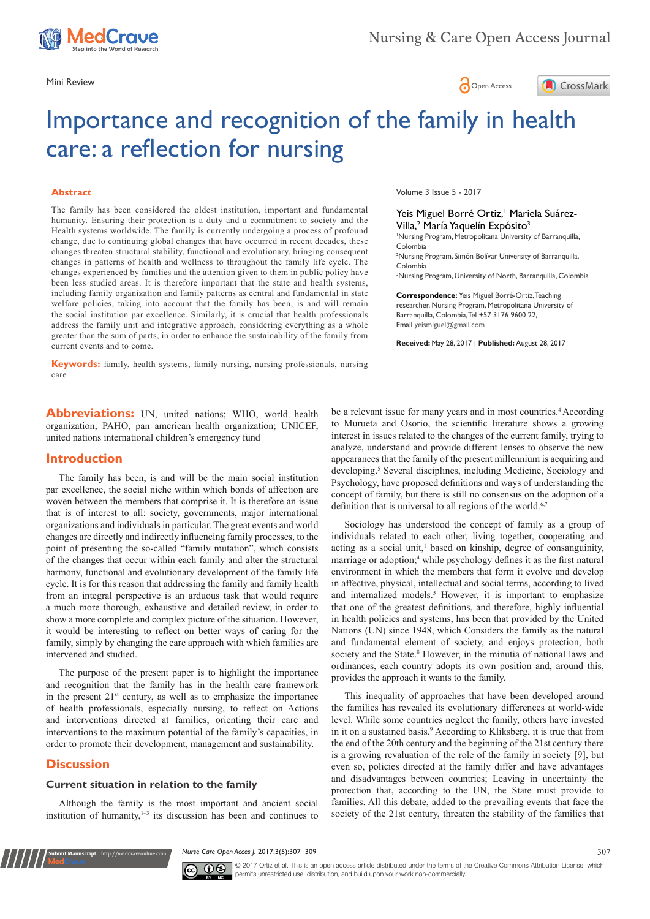Mini Review

# Importance and recognition of the family in health care: a reflection for nursing

Volume 3 Issue 5 - 2017

Yeis Miguel Borré Ortiz,[1] Mariela Suárez-Villa,[2] María Yaquelín Expósito[3]

[1]Nursing Program, Metropolitana University of Barranquilla, Colombia
[2]Nursing Program, Simón Bolívar University of Barranquilla, Colombia
[3]Nursing Program, University of North, Barranquilla, Colombia

**Correspondence:** Yeis Miguel Borré-Ortiz, Teaching researcher, Nursing Program, Metropolitana University of Barranquilla, Colombia, Tel +57 3176 9600 22, Email yeismiguel@gmail.com

**Received:** May 28, 2017 | **Published:** August 28, 2017

## Abstract

The family has been considered the oldest institution, important and fundamental humanity. Ensuring their protection is a duty and a commitment to society and the Health systems worldwide. The family is currently undergoing a process of profound change, due to continuing global changes that have occurred in recent decades, these changes threaten structural stability, functional and evolutionary, bringing consequent changes in patterns of health and wellness to throughout the family life cycle. The changes experienced by families and the attention given to them in public policy have been less studied areas. It is therefore important that the state and health systems, including family organization and family patterns as central and fundamental in state welfare policies, taking into account that the family has been, is and will remain the social institution par excellence. Similarly, it is crucial that health professionals address the family unit and integrative approach, considering everything as a whole greater than the sum of parts, in order to enhance the sustainability of the family from current events and to come.

**Keywords:** family, health systems, family nursing, nursing professionals, nursing care

**Abbreviations:** UN, united nations; WHO, world health organization; PAHO, pan american health organization; UNICEF, united nations international children's emergency fund

## Introduction

The family has been, is and will be the main social institution par excellence, the social niche within which bonds of affection are woven between the members that comprise it. It is therefore an issue that is of interest to all: society, governments, major international organizations and individuals in particular. The great events and world changes are directly and indirectly influencing family processes, to the point of presenting the so-called "family mutation", which consists of the changes that occur within each family and alter the structural harmony, functional and evolutionary development of the family life cycle. It is for this reason that addressing the family and family health from an integral perspective is an arduous task that would require a much more thorough, exhaustive and detailed review, in order to show a more complete and complex picture of the situation. However, it would be interesting to reflect on better ways of caring for the family, simply by changing the care approach with which families are intervened and studied.

The purpose of the present paper is to highlight the importance and recognition that the family has in the health care framework in the present 21st century, as well as to emphasize the importance of health professionals, especially nursing, to reflect on Actions and interventions directed at families, orienting their care and interventions to the maximum potential of the family's capacities, in order to promote their development, management and sustainability.

## Discussion

### Current situation in relation to the family

Although the family is the most important and ancient social institution of humanity,[1–3] its discussion has been and continues to be a relevant issue for many years and in most countries.[4] According to Murueta and Osorio, the scientific literature shows a growing interest in issues related to the changes of the current family, trying to analyze, understand and provide different lenses to observe the new appearances that the family of the present millennium is acquiring and developing.[5] Several disciplines, including Medicine, Sociology and Psychology, have proposed definitions and ways of understanding the concept of family, but there is still no consensus on the adoption of a definition that is universal to all regions of the world.[6,7]

Sociology has understood the concept of family as a group of individuals related to each other, living together, cooperating and acting as a social unit,[1] based on kinship, degree of consanguinity, marriage or adoption;[4] while psychology defines it as the first natural environment in which the members that form it evolve and develop in affective, physical, intellectual and social terms, according to lived and internalized models.[5] However, it is important to emphasize that one of the greatest definitions, and therefore, highly influential in health policies and systems, has been that provided by the United Nations (UN) since 1948, which Considers the family as the natural and fundamental element of society, and enjoys protection, both society and the State.[8] However, in the minutia of national laws and ordinances, each country adopts its own position and, around this, provides the approach it wants to the family.

This inequality of approaches that have been developed around the families has revealed its evolutionary differences at world-wide level. While some countries neglect the family, others have invested in it on a sustained basis.[9] According to Kliksberg, it is true that from the end of the 20th century and the beginning of the 21st century there is a growing revaluation of the role of the family in society [9], but even so, policies directed at the family differ and have advantages and disadvantages between countries; Leaving in uncertainty the protection that, according to the UN, the State must provide to families. All this debate, added to the prevailing events that face the society of the 21st century, threaten the stability of the families that

© 2017 Ortiz et al. This is an open access article distributed under the terms of the Creative Commons Attribution License, which permits unrestricted use, distribution, and build upon your work non-commercially.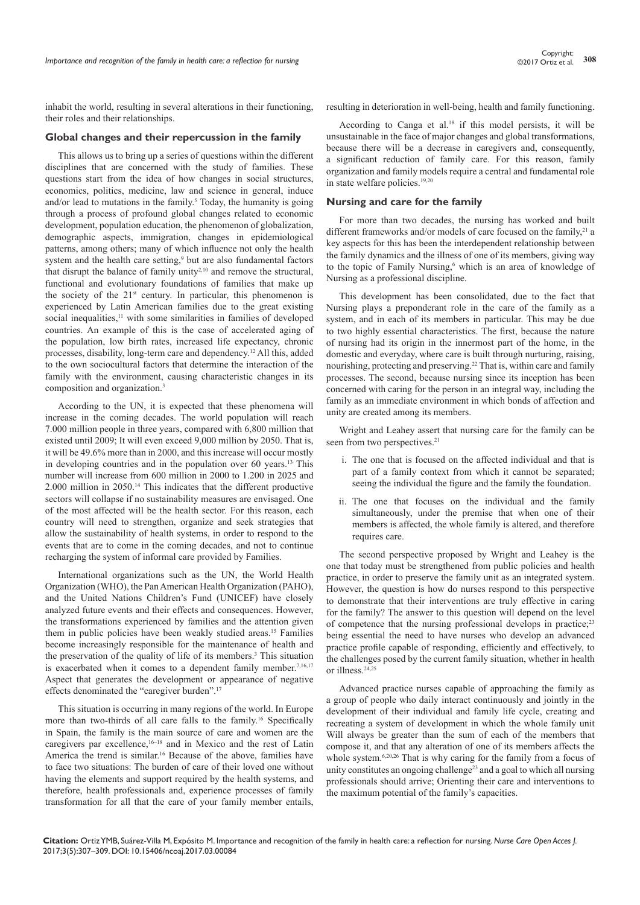inhabit the world, resulting in several alterations in their functioning, their roles and their relationships.

## Global changes and their repercussion in the family

This allows us to bring up a series of questions within the different disciplines that are concerned with the study of families. These questions start from the idea of how changes in social structures, economics, politics, medicine, law and science in general, induce and/or lead to mutations in the family.[5] Today, the humanity is going through a process of profound global changes related to economic development, population education, the phenomenon of globalization, demographic aspects, immigration, changes in epidemiological patterns, among others; many of which influence not only the health system and the health care setting,[9] but are also fundamental factors that disrupt the balance of family unity[2,10] and remove the structural, functional and evolutionary foundations of families that make up the society of the 21st century. In particular, this phenomenon is experienced by Latin American families due to the great existing social inequalities,[11] with some similarities in families of developed countries. An example of this is the case of accelerated aging of the population, low birth rates, increased life expectancy, chronic processes, disability, long-term care and dependency.[12] All this, added to the own sociocultural factors that determine the interaction of the family with the environment, causing characteristic changes in its composition and organization.[3]

According to the UN, it is expected that these phenomena will increase in the coming decades. The world population will reach 7.000 million people in three years, compared with 6,800 million that existed until 2009; It will even exceed 9,000 million by 2050. That is, it will be 49.6% more than in 2000, and this increase will occur mostly in developing countries and in the population over 60 years.[13] This number will increase from 600 million in 2000 to 1.200 in 2025 and 2.000 million in 2050.[14] This indicates that the different productive sectors will collapse if no sustainability measures are envisaged. One of the most affected will be the health sector. For this reason, each country will need to strengthen, organize and seek strategies that allow the sustainability of health systems, in order to respond to the events that are to come in the coming decades, and not to continue recharging the system of informal care provided by Families.

International organizations such as the UN, the World Health Organization (WHO), the Pan American Health Organization (PAHO), and the United Nations Children's Fund (UNICEF) have closely analyzed future events and their effects and consequences. However, the transformations experienced by families and the attention given them in public policies have been weakly studied areas.[15] Families become increasingly responsible for the maintenance of health and the preservation of the quality of life of its members.[3] This situation is exacerbated when it comes to a dependent family member.[7,16,17] Aspect that generates the development or appearance of negative effects denominated the "caregiver burden".[17]

This situation is occurring in many regions of the world. In Europe more than two-thirds of all care falls to the family.[16] Specifically in Spain, the family is the main source of care and women are the caregivers par excellence,[16–18] and in Mexico and the rest of Latin America the trend is similar.[16] Because of the above, families have to face two situations: The burden of care of their loved one without having the elements and support required by the health systems, and therefore, health professionals and, experience processes of family transformation for all that the care of your family member entails, resulting in deterioration in well-being, health and family functioning.

According to Canga et al.[18] if this model persists, it will be unsustainable in the face of major changes and global transformations, because there will be a decrease in caregivers and, consequently, a significant reduction of family care. For this reason, family organization and family models require a central and fundamental role in state welfare policies.[19,20]

## Nursing and care for the family

For more than two decades, the nursing has worked and built different frameworks and/or models of care focused on the family,[21] a key aspects for this has been the interdependent relationship between the family dynamics and the illness of one of its members, giving way to the topic of Family Nursing,[6] which is an area of knowledge of Nursing as a professional discipline.

This development has been consolidated, due to the fact that Nursing plays a preponderant role in the care of the family as a system, and in each of its members in particular. This may be due to two highly essential characteristics. The first, because the nature of nursing had its origin in the innermost part of the home, in the domestic and everyday, where care is built through nurturing, raising, nourishing, protecting and preserving.[22] That is, within care and family processes. The second, because nursing since its inception has been concerned with caring for the person in an integral way, including the family as an immediate environment in which bonds of affection and unity are created among its members.

Wright and Leahey assert that nursing care for the family can be seen from two perspectives.[21]

i. The one that is focused on the affected individual and that is part of a family context from which it cannot be separated; seeing the individual the figure and the family the foundation.

ii. The one that focuses on the individual and the family simultaneously, under the premise that when one of their members is affected, the whole family is altered, and therefore requires care.

The second perspective proposed by Wright and Leahey is the one that today must be strengthened from public policies and health practice, in order to preserve the family unit as an integrated system. However, the question is how do nurses respond to this perspective to demonstrate that their interventions are truly effective in caring for the family? The answer to this question will depend on the level of competence that the nursing professional develops in practice;[23] being essential the need to have nurses who develop an advanced practice profile capable of responding, efficiently and effectively, to the challenges posed by the current family situation, whether in health or illness.[24,25]

Advanced practice nurses capable of approaching the family as a group of people who daily interact continuously and jointly in the development of their individual and family life cycle, creating and recreating a system of development in which the whole family unit Will always be greater than the sum of each of the members that compose it, and that any alteration of one of its members affects the whole system.[6,20,26] That is why caring for the family from a focus of unity constitutes an ongoing challenge[23] and a goal to which all nursing professionals should arrive; Orienting their care and interventions to the maximum potential of the family's capacities.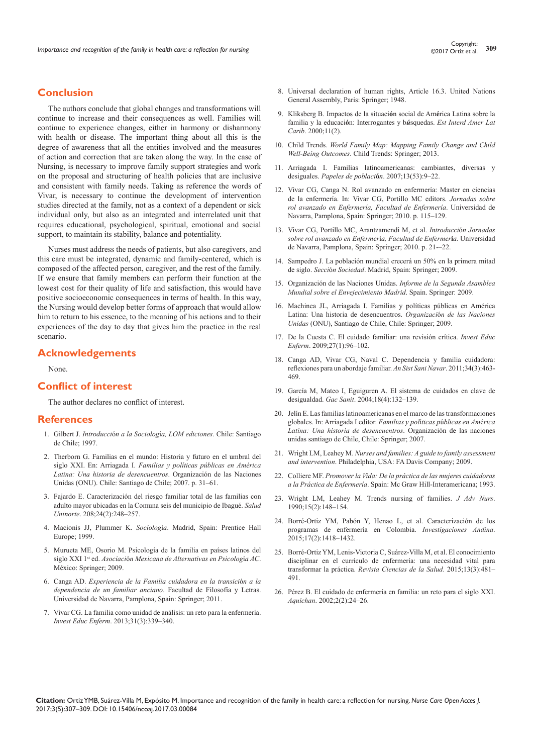## Conclusion

The authors conclude that global changes and transformations will continue to increase and their consequences as well. Families will continue to experience changes, either in harmony or disharmony with health or disease. The important thing about all this is the degree of awareness that all the entities involved and the measures of action and correction that are taken along the way. In the case of Nursing, is necessary to improve family support strategies and work on the proposal and structuring of health policies that are inclusive and consistent with family needs. Taking as reference the words of Vivar, is necessary to continue the development of intervention studies directed at the family, not as a context of a dependent or sick individual only, but also as an integrated and interrelated unit that requires educational, psychological, spiritual, emotional and social support, to maintain its stability, balance and potentiality.

Nurses must address the needs of patients, but also caregivers, and this care must be integrated, dynamic and family-centered, which is composed of the affected person, caregiver, and the rest of the family. If we ensure that family members can perform their function at the lowest cost for their quality of life and satisfaction, this would have positive socioeconomic consequences in terms of health. In this way, the Nursing would develop better forms of approach that would allow him to return to his essence, to the meaning of his actions and to their experiences of the day to day that gives him the practice in the real scenario.

## Acknowledgements

None.

## Conflict of interest

The author declares no conflict of interest.

## References

1. Gilbert J. *Introducción a la Sociología, LOM ediciones*. Chile: Santiago de Chile; 1997.
2. Therborn G. Familias en el mundo: Historia y futuro en el umbral del siglo XXI. En: Arriagada I. *Familias y políticas públicas en América Latina: Una historia de desencuentros*. Organización de las Naciones Unidas (ONU). Chile: Santiago de Chile; 2007. p. 31–61.
3. Fajardo E. Caracterización del riesgo familiar total de las familias con adulto mayor ubicadas en la Comuna seis del municipio de Ibagué. *Salud Uninorte*. 208;24(2):248–257.
4. Macionis JJ, Plummer K. *Sociología*. Madrid, Spain: Prentice Hall Europe; 1999.
5. Murueta ME, Osorio M. Psicología de la familia en países latinos del siglo XXI 1st ed. *Asociación Mexicana de Alternativas en Psicología AC*. México: Springer; 2009.
6. Canga AD. *Experiencia de la Familia cuidadora en la transición a la dependencia de un familiar anciano*. Facultad de Filosofía y Letras. Universidad de Navarra, Pamplona, Spain: Springer; 2011.
7. Vivar CG. La familia como unidad de análisis: un reto para la enfermería. *Invest Educ Enferm*. 2013;31(3):339–340.
8. Universal declaration of human rights, Article 16.3. United Nations General Assembly, Paris: Springer; 1948.
9. Kliksberg B. Impactos de la situación social de América Latina sobre la familia y la educación: Interrogantes y búsquedas. *Est Interd Amer Lat Carib*. 2000;11(2).
10. Child Trends. *World Family Map: Mapping Family Change and Child Well-Being Outcomes*. Child Trends: Springer; 2013.
11. Arriagada I. Familias latinoamericanas: cambiantes, diversas y desiguales. *Papeles de población*. 2007;13(53):9–22.
12. Vivar CG, Canga N. Rol avanzado en enfermería: Master en ciencias de la enfermería. In: Vivar CG, Portillo MC editors. *Jornadas sobre rol avanzado en Enfermería, Facultad de Enfermería*. Universidad de Navarra, Pamplona, Spain: Springer; 2010. p. 115–129.
13. Vivar CG, Portillo MC, Arantzamendi M, et al. *Introducción Jornadas sobre rol avanzado en Enfermería, Facultad de Enfermería*. Universidad de Navarra, Pamplona, Spain: Springer; 2010. p. 21-–22.
14. Sampedro J. La población mundial crecerá un 50% en la primera mitad de siglo. *Sección Sociedad*. Madrid, Spain: Springer; 2009.
15. Organización de las Naciones Unidas. *Informe de la Segunda Asamblea Mundial sobre el Envejecimiento Madrid*. Spain. Springer: 2009.
16. Machinea JL, Arriagada I. Familias y políticas públicas en América Latina: Una historia de desencuentros. *Organización de las Naciones Unidas* (ONU), Santiago de Chile, Chile: Springer; 2009.
17. De la Cuesta C. El cuidado familiar: una revisión crítica. *Invest Educ Enferm*. 2009;27(1):96–102.
18. Canga AD, Vivar CG, Naval C. Dependencia y familia cuidadora: reflexiones para un abordaje familiar. *An Sist Sani Navar*. 2011;34(3):463-469.
19. García M, Mateo I, Eguiguren A. El sistema de cuidados en clave de desigualdad. *Gac Sanit*. 2004;18(4):132–139.
20. Jelín E. Las familias latinoamericanas en el marco de las transformaciones globales. In: Arriagada I editor. *Familias y políticas públicas en América Latina: Una historia de desencuentros*. Organización de las naciones unidas santiago de Chile, Chile: Springer; 2007.
21. Wright LM, Leahey M. *Nurses and families: A guide to family assessment and intervention*. Philadelphia, USA: FA Davis Company; 2009.
22. Colliere MF. *Promover la Vida: De la práctica de las mujeres cuidadoras a la Práctica de Enfermería*. Spain: Mc Graw Hill-Interamericana; 1993.
23. Wright LM, Leahey M. Trends nursing of families. *J Adv Nurs*. 1990;15(2):148–154.
24. Borré-Ortiz YM, Pabón Y, Henao L, et al. Caracterización de los programas de enfermería en Colombia. *Investigaciones Andina*. 2015;17(2):1418–1432.
25. Borré-Ortiz YM, Lenis-Victoria C, Suárez-Villa M, et al. El conocimiento disciplinar en el currículo de enfermería: una necesidad vital para transformar la práctica. *Revista Ciencias de la Salud*. 2015;13(3):481–491.
26. Pérez B. El cuidado de enfermería en familia: un reto para el siglo XXI. *Aquichan*. 2002;2(2):24–26.